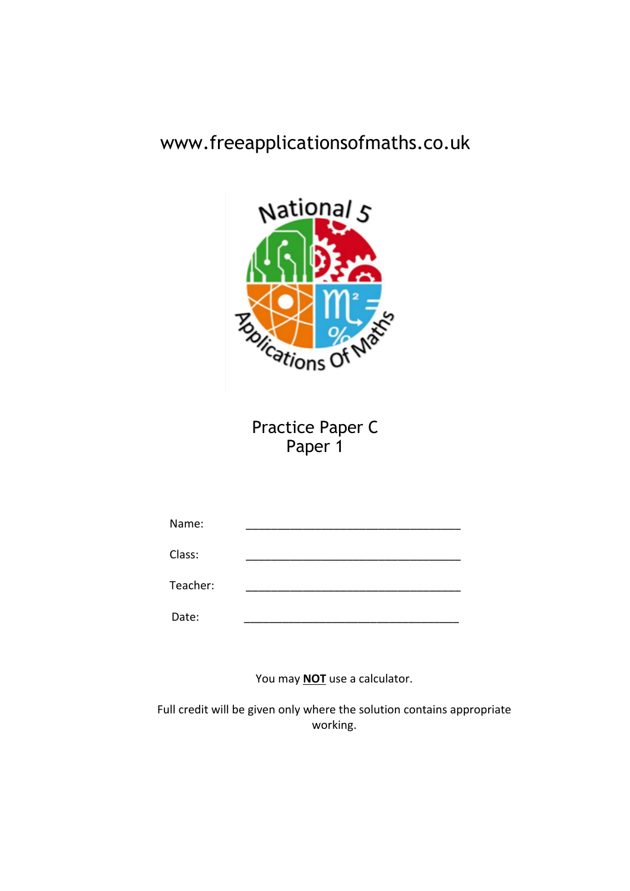www.freeapplicationsofmaths.co.uk

National 5 Applications Of Maths

# Practice Paper C
## Paper 1

Name: ___________________________________

Class: ___________________________________

Teacher: ___________________________________

Date: ___________________________________

You may **NOT** use a calculator.

Full credit will be given only where the solution contains appropriate working.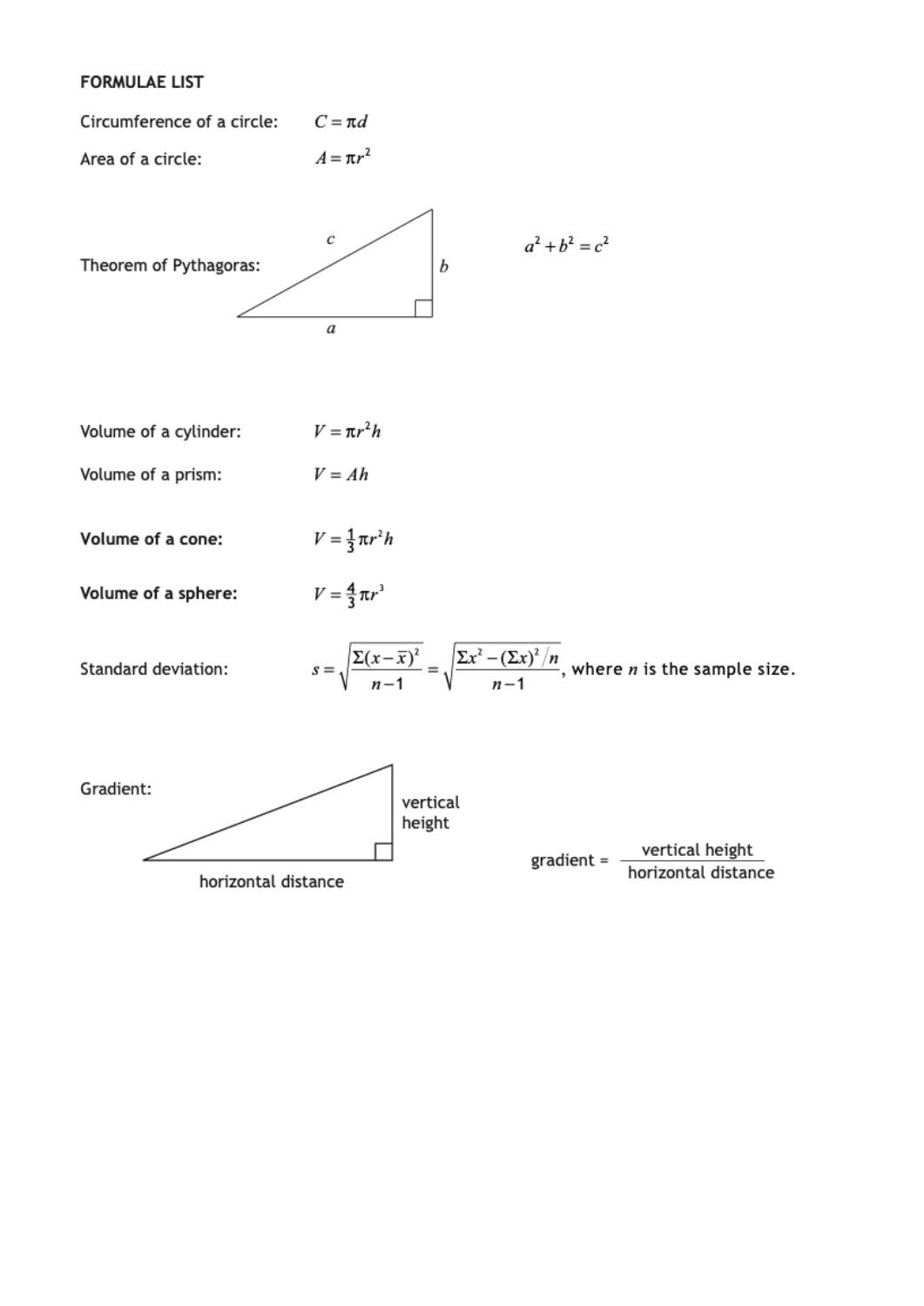**FORMULAE LIST**

Circumference of a circle: $C = \pi d$

Area of a circle: $A = \pi r^2$

Theorem of Pythagoras: $a^2 + b^2 = c^2$

Volume of a cylinder: $V = \pi r^2 h$

Volume of a prism: $V = Ah$

**Volume of a cone:** $V = \frac{1}{3}\pi r^2 h$

**Volume of a sphere:** $V = \frac{4}{3}\pi r^3$

Standard deviation: $s = \sqrt{\dfrac{\Sigma(x-\bar{x})^2}{n-1}} = \sqrt{\dfrac{\Sigma x^2 - (\Sigma x)^2/n}{n-1}}$, where $n$ is the sample size.

Gradient:

$$\text{gradient} = \frac{\text{vertical height}}{\text{horizontal distance}}$$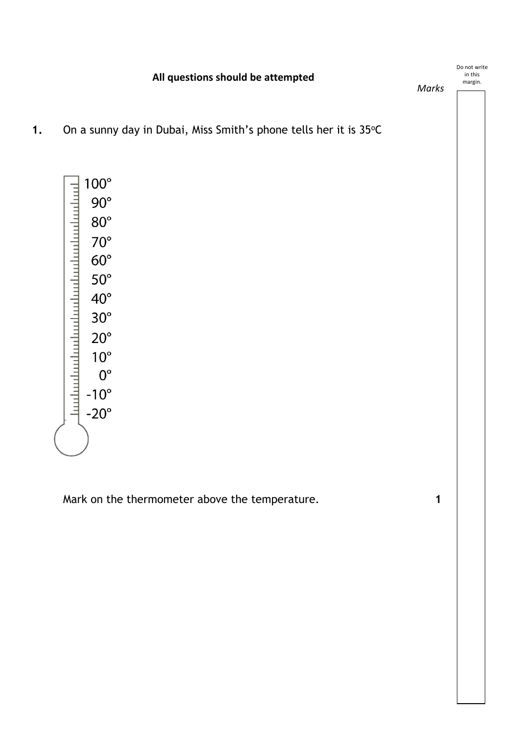**All questions should be attempted**

*Marks*

**1.** On a sunny day in Dubai, Miss Smith's phone tells her it is 35°C

100°
90°
80°
70°
60°
50°
40°
30°
20°
10°
0°
-10°
-20°

Mark on the thermometer above the temperature. **1**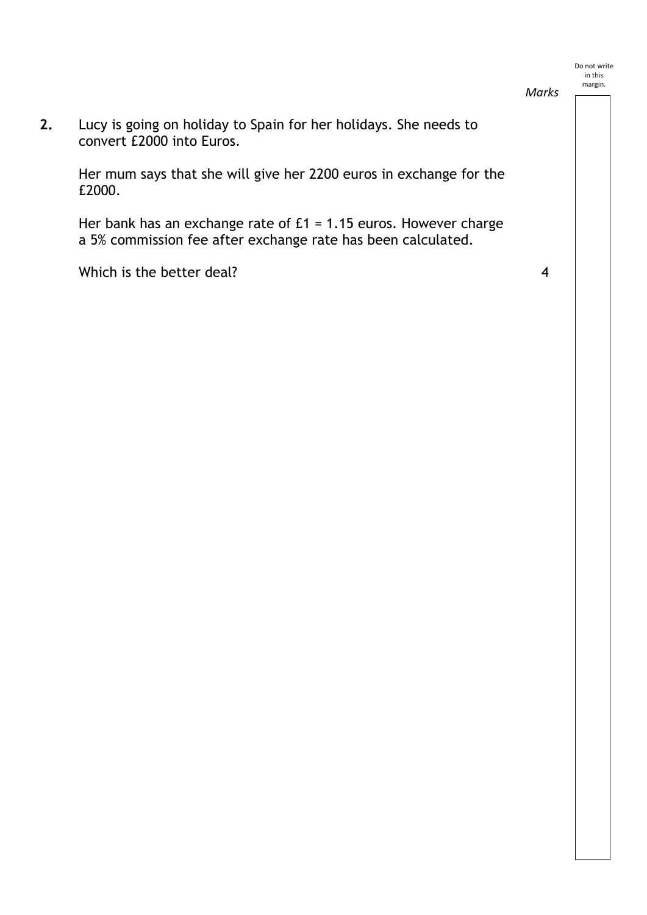*Marks*

**2.** Lucy is going on holiday to Spain for her holidays. She needs to convert £2000 into Euros.

Her mum says that she will give her 2200 euros in exchange for the £2000.

Her bank has an exchange rate of £1 = 1.15 euros. However charge a 5% commission fee after exchange rate has been calculated.

Which is the better deal? **4**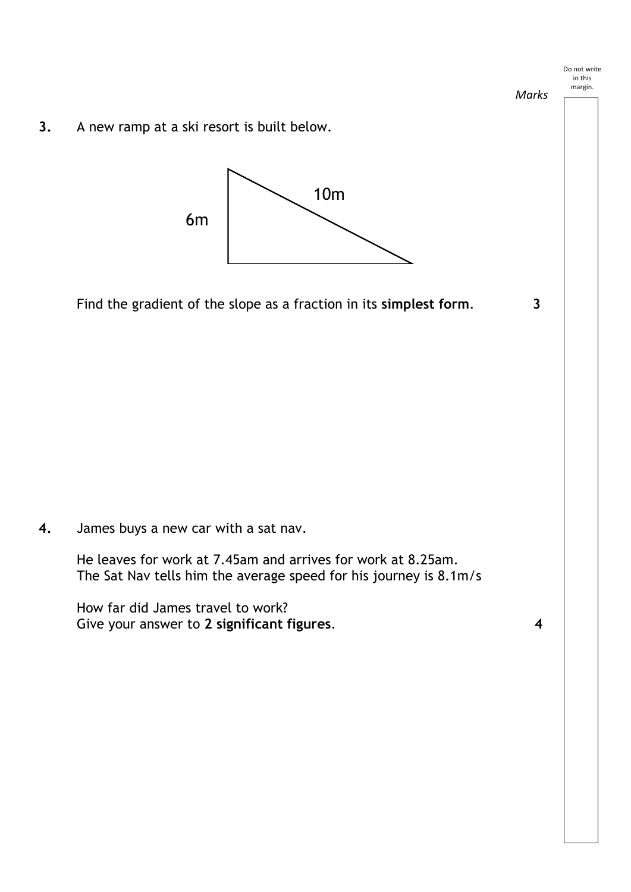*Marks*

**3.** A new ramp at a ski resort is built below.

6m

10m

Find the gradient of the slope as a fraction in its **simplest form**. **3**

**4.** James buys a new car with a sat nav.

He leaves for work at 7.45am and arrives for work at 8.25am.
The Sat Nav tells him the average speed for his journey is 8.1m/s

How far did James travel to work?
Give your answer to **2 significant figures**. **4**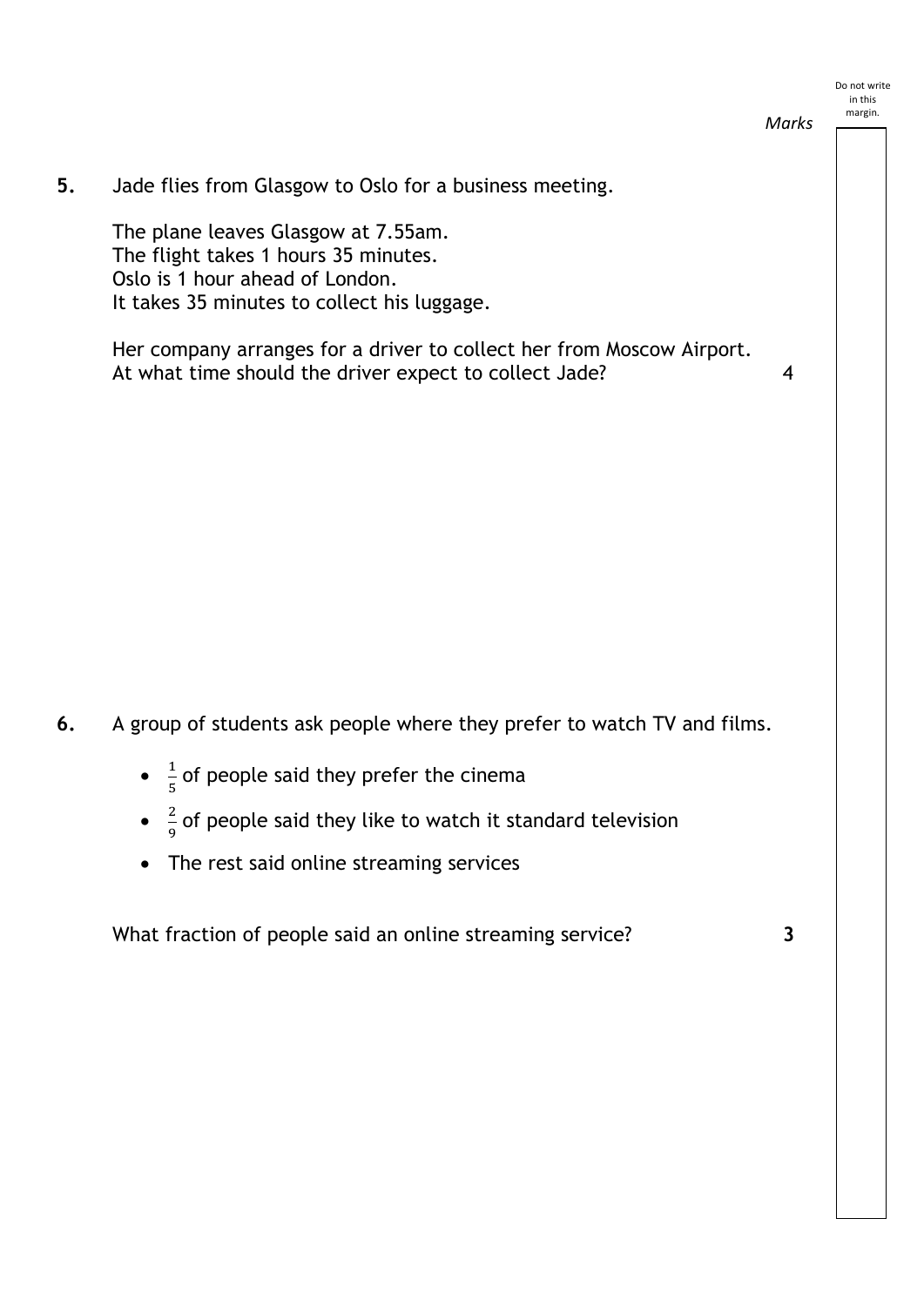*Marks*

**5.** Jade flies from Glasgow to Oslo for a business meeting.

The plane leaves Glasgow at 7.55am.
The flight takes 1 hours 35 minutes.
Oslo is 1 hour ahead of London.
It takes 35 minutes to collect his luggage.

Her company arranges for a driver to collect her from Moscow Airport.
At what time should the driver expect to collect Jade? **4**

**6.** A group of students ask people where they prefer to watch TV and films.

- $\frac{1}{5}$ of people said they prefer the cinema
- $\frac{2}{9}$ of people said they like to watch it standard television
- The rest said online streaming services

What fraction of people said an online streaming service? **3**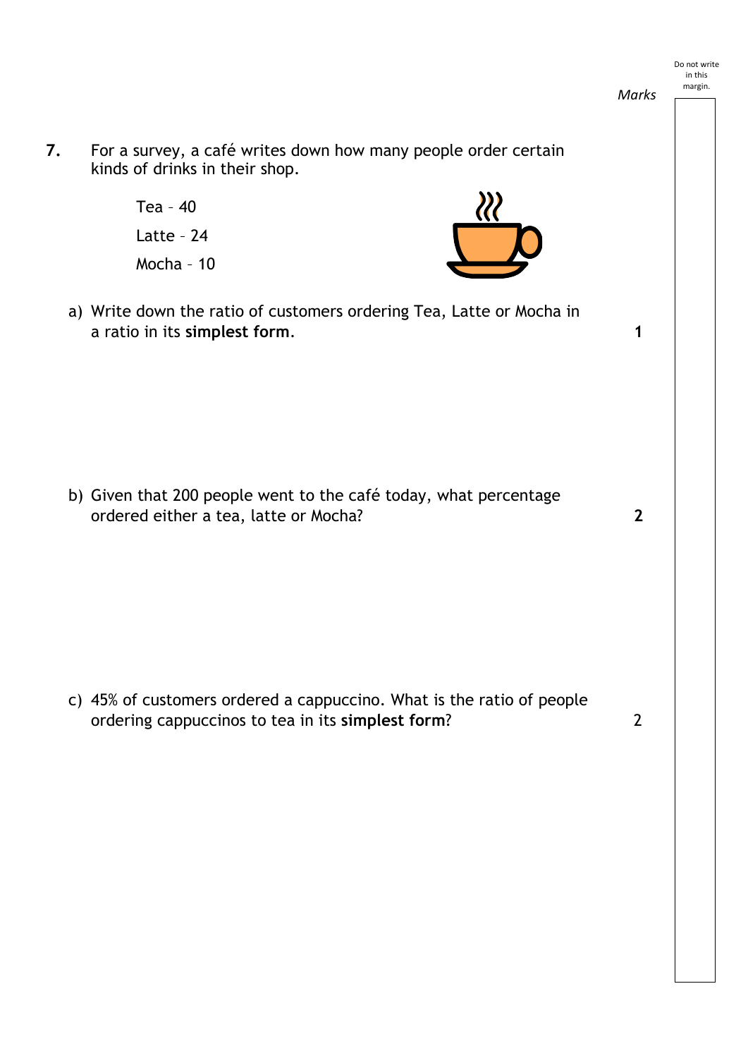**7.** For a survey, a café writes down how many people order certain kinds of drinks in their shop.

Tea – 40

Latte – 24

Mocha – 10

a) Write down the ratio of customers ordering Tea, Latte or Mocha in a ratio in its **simplest form**. **1**

b) Given that 200 people went to the café today, what percentage ordered either a tea, latte or Mocha? **2**

c) 45% of customers ordered a cappuccino. What is the ratio of people ordering cappuccinos to tea in its **simplest form**? 2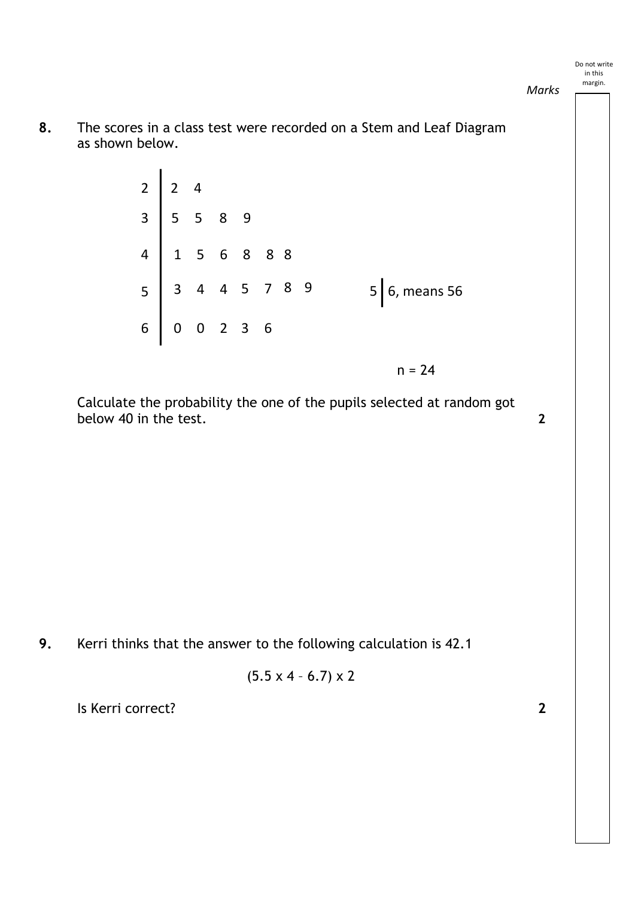**8.** The scores in a class test were recorded on a Stem and Leaf Diagram as shown below.

| Stem | Leaf |
|---|---|
| 2 | 2 4 |
| 3 | 5 5 8 9 |
| 4 | 1 5 6 8 8 8 |
| 5 | 3 4 4 5 7 8 9 |
| 6 | 0 0 2 3 6 |

5 | 6, means 56

n = 24

Calculate the probability the one of the pupils selected at random got below 40 in the test. **2**

**9.** Kerri thinks that the answer to the following calculation is 42.1

$$(5.5 \times 4 - 6.7) \times 2$$

Is Kerri correct? **2**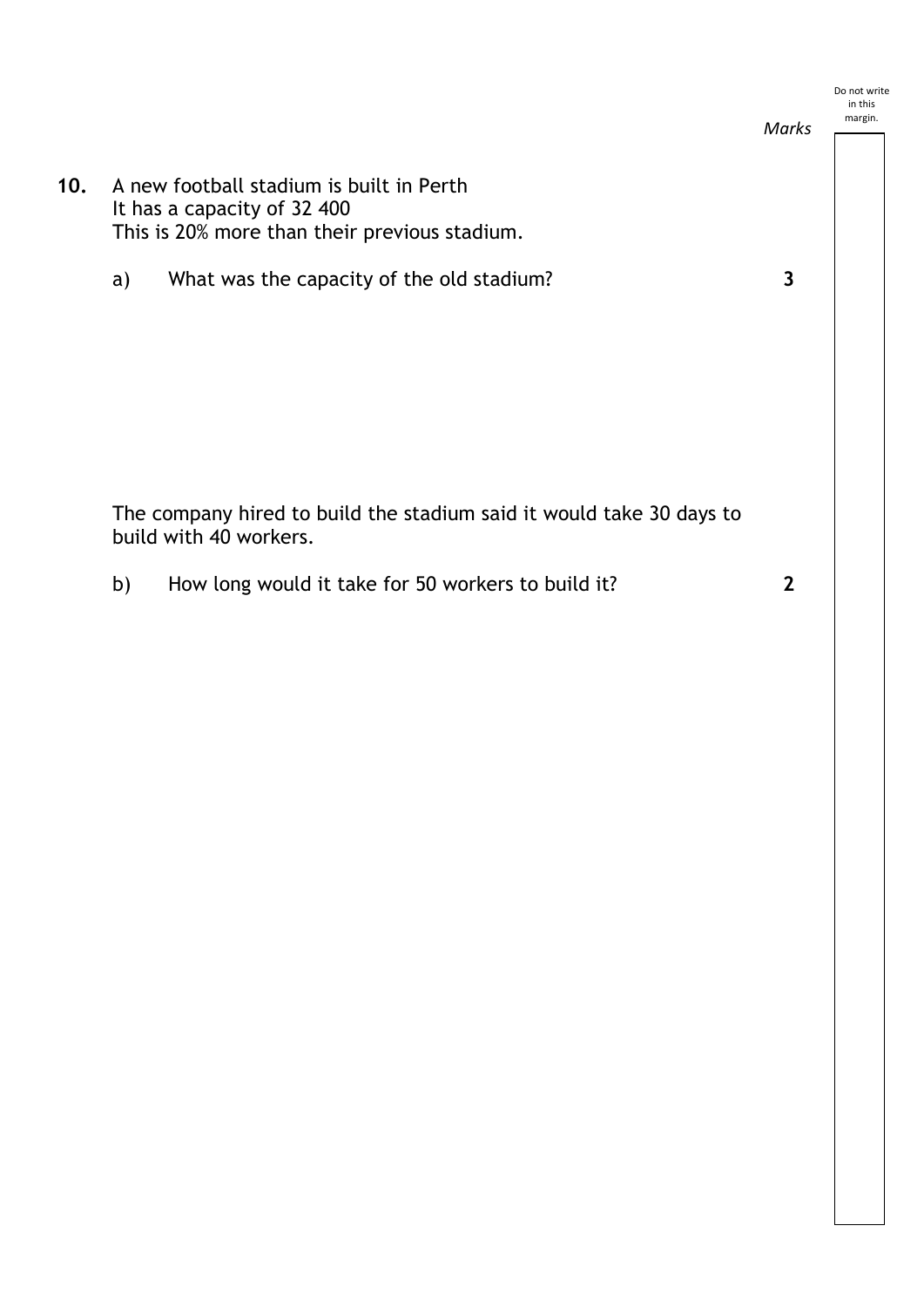*Marks*

**10.** A new football stadium is built in Perth
It has a capacity of 32 400
This is 20% more than their previous stadium.

a) What was the capacity of the old stadium? **3**

The company hired to build the stadium said it would take 30 days to build with 40 workers.

b) How long would it take for 50 workers to build it? **2**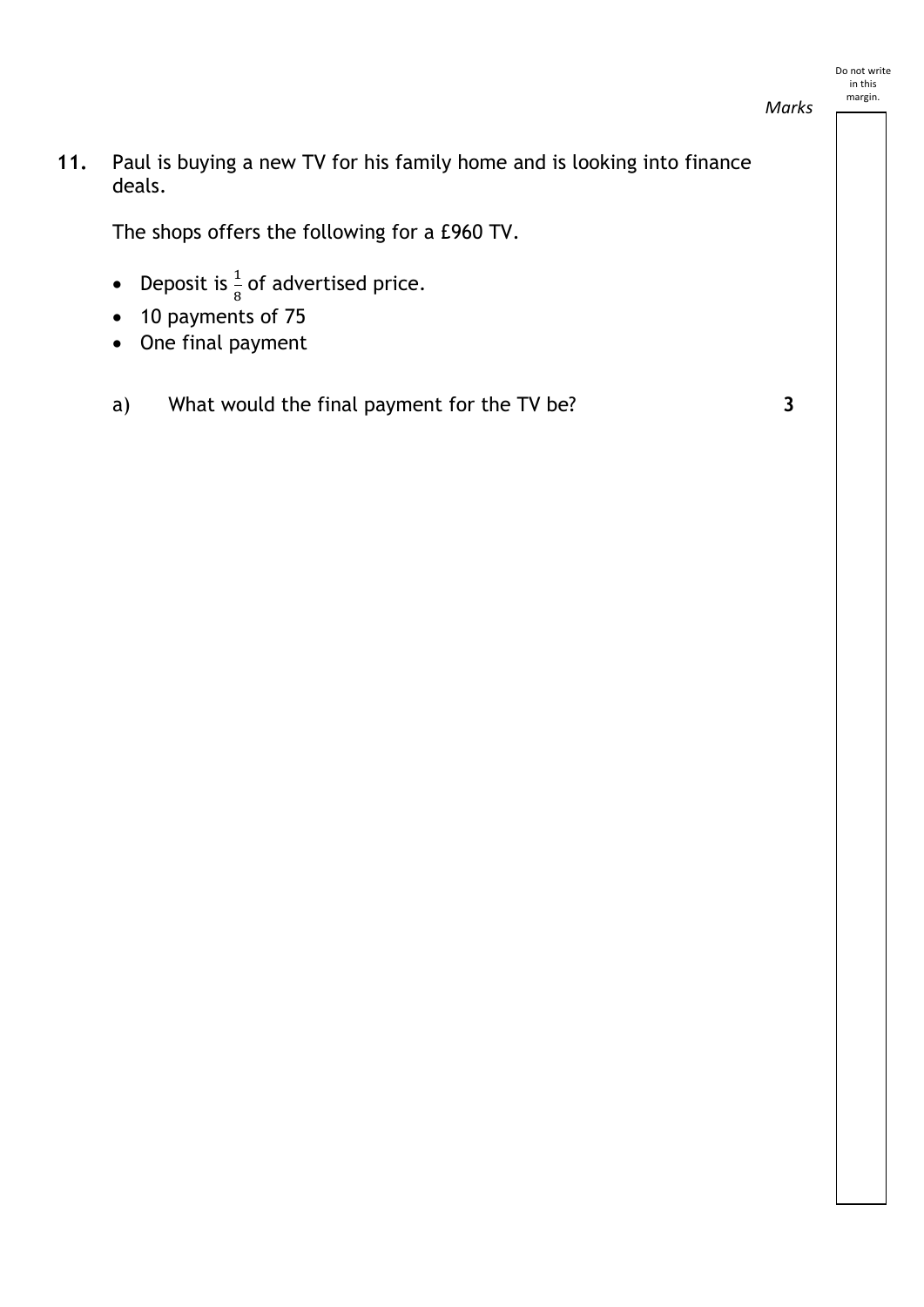*Marks*

**11.** Paul is buying a new TV for his family home and is looking into finance deals.

The shops offers the following for a £960 TV.

- Deposit is $\frac{1}{8}$ of advertised price.
- 10 payments of 75
- One final payment

a) What would the final payment for the TV be? **3**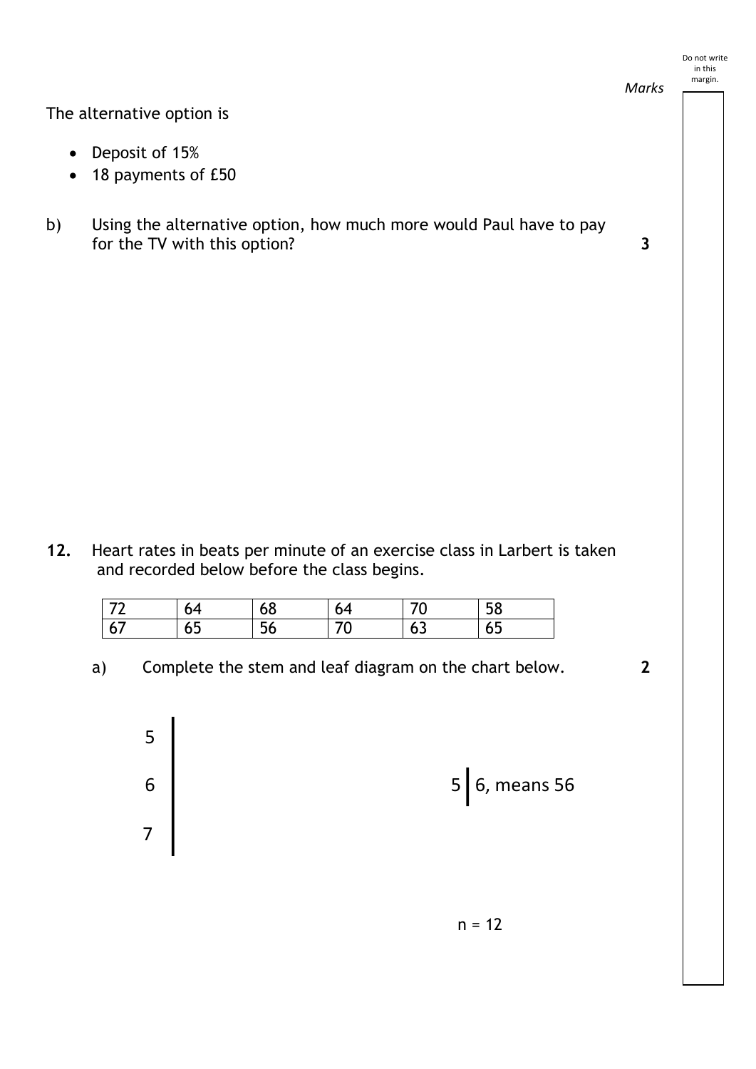*Marks*

The alternative option is

- Deposit of 15%
- 18 payments of £50

b) Using the alternative option, how much more would Paul have to pay for the TV with this option? **3**

**12.** Heart rates in beats per minute of an exercise class in Larbert is taken and recorded below before the class begins.

| 72 | 64 | 68 | 64 | 70 | 58 |
|---|---|---|---|---|---|
| 67 | 65 | 56 | 70 | 63 | 65 |

a) Complete the stem and leaf diagram on the chart below. **2**

```
5 |
6 |
7 |
```

5 | 6, means 56

n = 12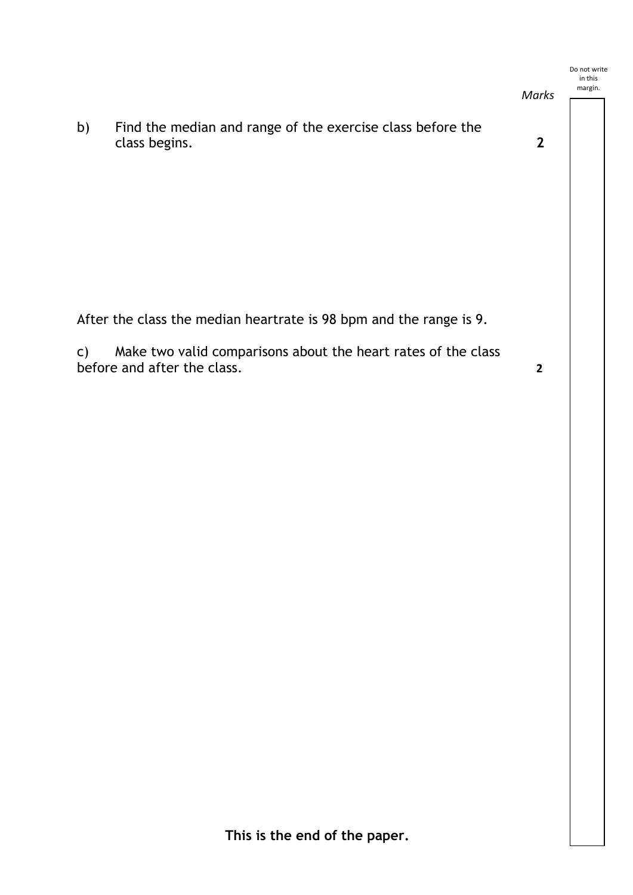*Marks*

b) Find the median and range of the exercise class before the class begins. **2**

After the class the median heartrate is 98 bpm and the range is 9.

c) Make two valid comparisons about the heart rates of the class before and after the class. **2**

**This is the end of the paper.**